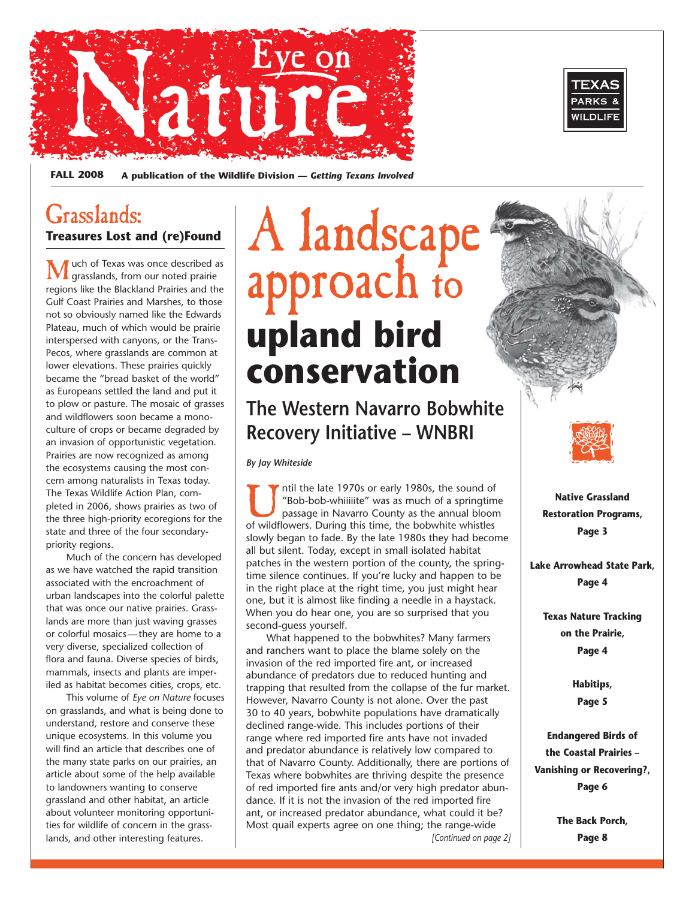# Eye on Nature

**FALL 2008** **A publication of the Wildlife Division — *Getting Texans Involved***

## Grasslands:

### Treasures Lost and (re)Found

Much of Texas was once described as grasslands, from our noted prairie regions like the Blackland Prairies and the Gulf Coast Prairies and Marshes, to those not so obviously named like the Edwards Plateau, much of which would be prairie interspersed with canyons, or the Trans-Pecos, where grasslands are common at lower elevations. These prairies quickly became the "bread basket of the world" as Europeans settled the land and put it to plow or pasture. The mosaic of grasses and wildflowers soon became a monoculture of crops or became degraded by an invasion of opportunistic vegetation. Prairies are now recognized as among the ecosystems causing the most concern among naturalists in Texas today. The Texas Wildlife Action Plan, completed in 2006, shows prairies as two of the three high-priority ecoregions for the state and three of the four secondary-priority regions.

Much of the concern has developed as we have watched the rapid transition associated with the encroachment of urban landscapes into the colorful palette that was once our native prairies. Grasslands are more than just waving grasses or colorful mosaics—they are home to a very diverse, specialized collection of flora and fauna. Diverse species of birds, mammals, insects and plants are imperiled as habitat becomes cities, crops, etc.

This volume of *Eye on Nature* focuses on grasslands, and what is being done to understand, restore and conserve these unique ecosystems. In this volume you will find an article that describes one of the many state parks on our prairies, an article about some of the help available to landowners wanting to conserve grassland and other habitat, an article about volunteer monitoring opportunities for wildlife of concern in the grasslands, and other interesting features.

# A landscape approach to upland bird conservation

## The Western Navarro Bobwhite Recovery Initiative – WNBRI

*By Jay Whiteside*

Until the late 1970s or early 1980s, the sound of "Bob-bob-whiiiiite" was as much of a springtime passage in Navarro County as the annual bloom of wildflowers. During this time, the bobwhite whistles slowly began to fade. By the late 1980s they had become all but silent. Today, except in small isolated habitat patches in the western portion of the county, the springtime silence continues. If you're lucky and happen to be in the right place at the right time, you just might hear one, but it is almost like finding a needle in a haystack. When you do hear one, you are so surprised that you second-guess yourself.

What happened to the bobwhites? Many farmers and ranchers want to place the blame solely on the invasion of the red imported fire ant, or increased abundance of predators due to reduced hunting and trapping that resulted from the collapse of the fur market. However, Navarro County is not alone. Over the past 30 to 40 years, bobwhite populations have dramatically declined range-wide. This includes portions of their range where red imported fire ants have not invaded and predator abundance is relatively low compared to that of Navarro County. Additionally, there are portions of Texas where bobwhites are thriving despite the presence of red imported fire ants and/or very high predator abundance. If it is not the invasion of the red imported fire ant, or increased predator abundance, what could it be? Most quail experts agree on one thing; the range-wide

*[Continued on page 2]*

**Native Grassland Restoration Programs, Page 3**

**Lake Arrowhead State Park, Page 4**

**Texas Nature Tracking on the Prairie, Page 4**

**Habitips, Page 5**

**Endangered Birds of the Coastal Prairies – Vanishing or Recovering?, Page 6**

**The Back Porch, Page 8**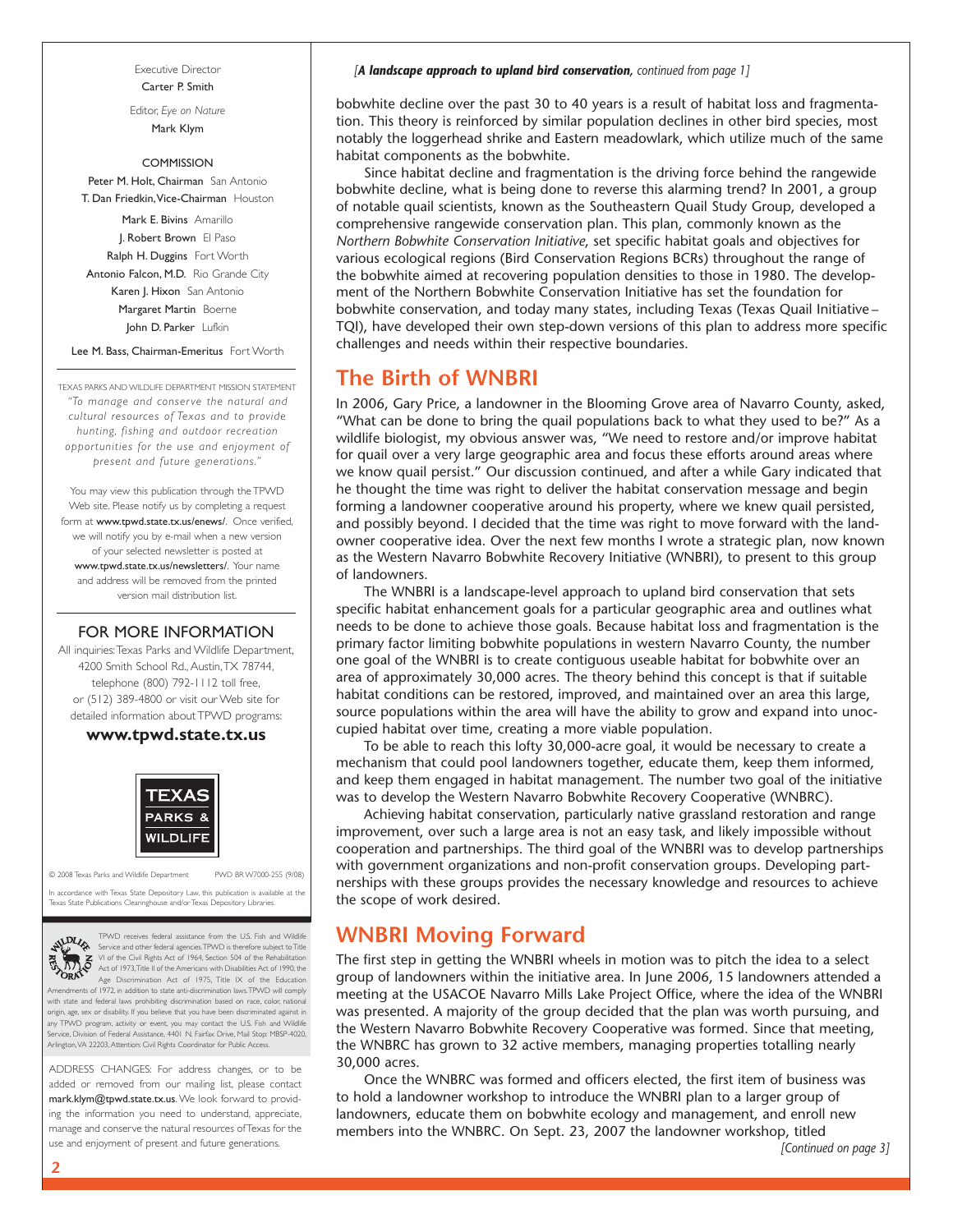Executive Director
Carter P. Smith

Editor, *Eye on Nature*
Mark Klym

COMMISSION

Peter M. Holt, Chairman San Antonio
T. Dan Friedkin, Vice-Chairman Houston
Mark E. Bivins Amarillo
J. Robert Brown El Paso
Ralph H. Duggins Fort Worth
Antonio Falcon, M.D. Rio Grande City
Karen J. Hixon San Antonio
Margaret Martin Boerne
John D. Parker Lufkin

Lee M. Bass, Chairman-Emeritus Fort Worth

TEXAS PARKS AND WILDLIFE DEPARTMENT MISSION STATEMENT
*"To manage and conserve the natural and cultural resources of Texas and to provide hunting, fishing and outdoor recreation opportunities for the use and enjoyment of present and future generations."*

You may view this publication through the TPWD Web site. Please notify us by completing a request form at www.tpwd.state.tx.us/enews/. Once verified, we will notify you by e-mail when a new version of your selected newsletter is posted at www.tpwd.state.tx.us/newsletters/. Your name and address will be removed from the printed version mail distribution list.

## FOR MORE INFORMATION

All inquiries: Texas Parks and Wildlife Department, 4200 Smith School Rd., Austin, TX 78744, telephone (800) 792-1112 toll free, or (512) 389-4800 or visit our Web site for detailed information about TPWD programs:

**www.tpwd.state.tx.us**

© 2008 Texas Parks and Wildlife Department PWD BR W7000-255 (9/08)

In accordance with Texas State Depository Law, this publication is available at the Texas State Publications Clearinghouse and/or Texas Depository Libraries.

TPWD receives federal assistance from the U.S. Fish and Wildlife Service and other federal agencies. TPWD is therefore subject to Title VI of the Civil Rights Act of 1964, Section 504 of the Rehabilitation Act of 1973, Title II of the Americans with Disabilities Act of 1990, the Age Discrimination Act of 1975, Title IX of the Education Amendments of 1972, in addition to state anti-discrimination laws. TPWD will comply with state and federal laws prohibiting discrimination based on race, color, national origin, age, sex or disability. If you believe that you have been discriminated against in any TPWD program, activity or event, you may contact the U.S. Fish and Wildlife Service, Division of Federal Assistance, 4401 N. Fairfax Drive, Mail Stop: MBSP-4020, Arlington, VA 22203, Attention: Civil Rights Coordinator for Public Access.

ADDRESS CHANGES: For address changes, or to be added or removed from our mailing list, please contact mark.klym@tpwd.state.tx.us. We look forward to providing the information you need to understand, appreciate, manage and conserve the natural resources of Texas for the use and enjoyment of present and future generations.

*[**A landscape approach to upland bird conservation**, continued from page 1]*

bobwhite decline over the past 30 to 40 years is a result of habitat loss and fragmentation. This theory is reinforced by similar population declines in other bird species, most notably the loggerhead shrike and Eastern meadowlark, which utilize much of the same habitat components as the bobwhite.

Since habitat decline and fragmentation is the driving force behind the rangewide bobwhite decline, what is being done to reverse this alarming trend? In 2001, a group of notable quail scientists, known as the Southeastern Quail Study Group, developed a comprehensive rangewide conservation plan. This plan, commonly known as the *Northern Bobwhite Conservation Initiative*, set specific habitat goals and objectives for various ecological regions (Bird Conservation Regions BCRs) throughout the range of the bobwhite aimed at recovering population densities to those in 1980. The development of the Northern Bobwhite Conservation Initiative has set the foundation for bobwhite conservation, and today many states, including Texas (Texas Quail Initiative – TQI), have developed their own step-down versions of this plan to address more specific challenges and needs within their respective boundaries.

## The Birth of WNBRI

In 2006, Gary Price, a landowner in the Blooming Grove area of Navarro County, asked, "What can be done to bring the quail populations back to what they used to be?" As a wildlife biologist, my obvious answer was, "We need to restore and/or improve habitat for quail over a very large geographic area and focus these efforts around areas where we know quail persist." Our discussion continued, and after a while Gary indicated that he thought the time was right to deliver the habitat conservation message and begin forming a landowner cooperative around his property, where we knew quail persisted, and possibly beyond. I decided that the time was right to move forward with the landowner cooperative idea. Over the next few months I wrote a strategic plan, now known as the Western Navarro Bobwhite Recovery Initiative (WNBRI), to present to this group of landowners.

The WNBRI is a landscape-level approach to upland bird conservation that sets specific habitat enhancement goals for a particular geographic area and outlines what needs to be done to achieve those goals. Because habitat loss and fragmentation is the primary factor limiting bobwhite populations in western Navarro County, the number one goal of the WNBRI is to create contiguous useable habitat for bobwhite over an area of approximately 30,000 acres. The theory behind this concept is that if suitable habitat conditions can be restored, improved, and maintained over an area this large, source populations within the area will have the ability to grow and expand into unoccupied habitat over time, creating a more viable population.

To be able to reach this lofty 30,000-acre goal, it would be necessary to create a mechanism that could pool landowners together, educate them, keep them informed, and keep them engaged in habitat management. The number two goal of the initiative was to develop the Western Navarro Bobwhite Recovery Cooperative (WNBRC).

Achieving habitat conservation, particularly native grassland restoration and range improvement, over such a large area is not an easy task, and likely impossible without cooperation and partnerships. The third goal of the WNBRI was to develop partnerships with government organizations and non-profit conservation groups. Developing partnerships with these groups provides the necessary knowledge and resources to achieve the scope of work desired.

## WNBRI Moving Forward

The first step in getting the WNBRI wheels in motion was to pitch the idea to a select group of landowners within the initiative area. In June 2006, 15 landowners attended a meeting at the USACOE Navarro Mills Lake Project Office, where the idea of the WNBRI was presented. A majority of the group decided that the plan was worth pursuing, and the Western Navarro Bobwhite Recovery Cooperative was formed. Since that meeting, the WNBRC has grown to 32 active members, managing properties totalling nearly 30,000 acres.

Once the WNBRC was formed and officers elected, the first item of business was to hold a landowner workshop to introduce the WNBRI plan to a larger group of landowners, educate them on bobwhite ecology and management, and enroll new members into the WNBRC. On Sept. 23, 2007 the landowner workshop, titled

*[Continued on page 3]*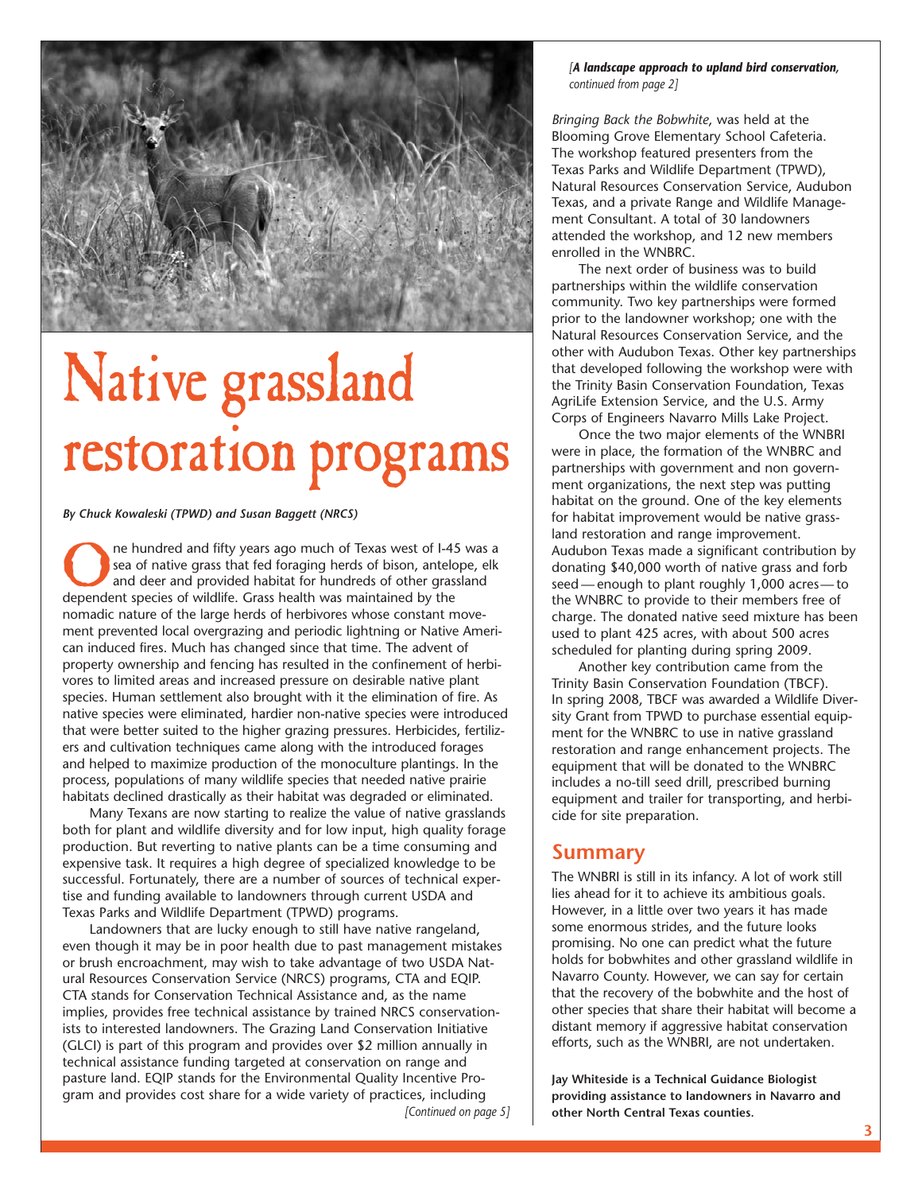# Native grassland restoration programs

***By Chuck Kowaleski (TPWD) and Susan Baggett (NRCS)***

One hundred and fifty years ago much of Texas west of I-45 was a sea of native grass that fed foraging herds of bison, antelope, elk and deer and provided habitat for hundreds of other grassland dependent species of wildlife. Grass health was maintained by the nomadic nature of the large herds of herbivores whose constant movement prevented local overgrazing and periodic lightning or Native American induced fires. Much has changed since that time. The advent of property ownership and fencing has resulted in the confinement of herbivores to limited areas and increased pressure on desirable native plant species. Human settlement also brought with it the elimination of fire. As native species were eliminated, hardier non-native species were introduced that were better suited to the higher grazing pressures. Herbicides, fertilizers and cultivation techniques came along with the introduced forages and helped to maximize production of the monoculture plantings. In the process, populations of many wildlife species that needed native prairie habitats declined drastically as their habitat was degraded or eliminated.

Many Texans are now starting to realize the value of native grasslands both for plant and wildlife diversity and for low input, high quality forage production. But reverting to native plants can be a time consuming and expensive task. It requires a high degree of specialized knowledge to be successful. Fortunately, there are a number of sources of technical expertise and funding available to landowners through current USDA and Texas Parks and Wildlife Department (TPWD) programs.

Landowners that are lucky enough to still have native rangeland, even though it may be in poor health due to past management mistakes or brush encroachment, may wish to take advantage of two USDA Natural Resources Conservation Service (NRCS) programs, CTA and EQIP. CTA stands for Conservation Technical Assistance and, as the name implies, provides free technical assistance by trained NRCS conservationists to interested landowners. The Grazing Land Conservation Initiative (GLCI) is part of this program and provides over $2 million annually in technical assistance funding targeted at conservation on range and pasture land. EQIP stands for the Environmental Quality Incentive Program and provides cost share for a wide variety of practices, including

*[Continued on page 5]*

*[**A landscape approach to upland bird conservation**, continued from page 2]*

*Bringing Back the Bobwhite*, was held at the Blooming Grove Elementary School Cafeteria. The workshop featured presenters from the Texas Parks and Wildlife Department (TPWD), Natural Resources Conservation Service, Audubon Texas, and a private Range and Wildlife Management Consultant. A total of 30 landowners attended the workshop, and 12 new members enrolled in the WNBRC.

The next order of business was to build partnerships within the wildlife conservation community. Two key partnerships were formed prior to the landowner workshop; one with the Natural Resources Conservation Service, and the other with Audubon Texas. Other key partnerships that developed following the workshop were with the Trinity Basin Conservation Foundation, Texas AgriLife Extension Service, and the U.S. Army Corps of Engineers Navarro Mills Lake Project.

Once the two major elements of the WNBRI were in place, the formation of the WNBRC and partnerships with government and non government organizations, the next step was putting habitat on the ground. One of the key elements for habitat improvement would be native grassland restoration and range improvement. Audubon Texas made a significant contribution by donating $40,000 worth of native grass and forb seed — enough to plant roughly 1,000 acres — to the WNBRC to provide to their members free of charge. The donated native seed mixture has been used to plant 425 acres, with about 500 acres scheduled for planting during spring 2009.

Another key contribution came from the Trinity Basin Conservation Foundation (TBCF). In spring 2008, TBCF was awarded a Wildlife Diversity Grant from TPWD to purchase essential equipment for the WNBRC to use in native grassland restoration and range enhancement projects. The equipment that will be donated to the WNBRC includes a no-till seed drill, prescribed burning equipment and trailer for transporting, and herbicide for site preparation.

## Summary

The WNBRI is still in its infancy. A lot of work still lies ahead for it to achieve its ambitious goals. However, in a little over two years it has made some enormous strides, and the future looks promising. No one can predict what the future holds for bobwhites and other grassland wildlife in Navarro County. However, we can say for certain that the recovery of the bobwhite and the host of other species that share their habitat will become a distant memory if aggressive habitat conservation efforts, such as the WNBRI, are not undertaken.

**Jay Whiteside is a Technical Guidance Biologist providing assistance to landowners in Navarro and other North Central Texas counties.**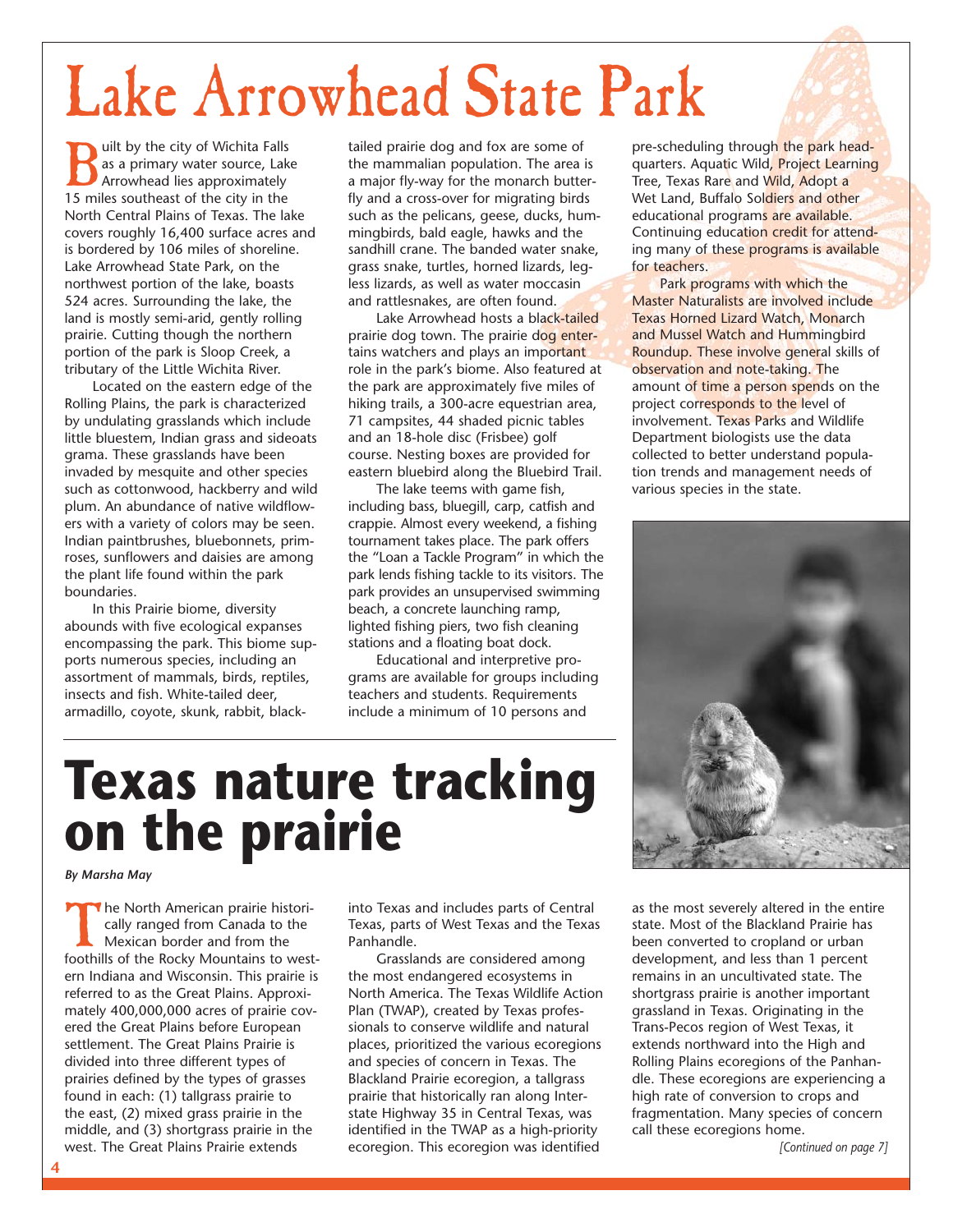# Lake Arrowhead State Park

Built by the city of Wichita Falls as a primary water source, Lake Arrowhead lies approximately 15 miles southeast of the city in the North Central Plains of Texas. The lake covers roughly 16,400 surface acres and is bordered by 106 miles of shoreline. Lake Arrowhead State Park, on the northwest portion of the lake, boasts 524 acres. Surrounding the lake, the land is mostly semi-arid, gently rolling prairie. Cutting though the northern portion of the park is Sloop Creek, a tributary of the Little Wichita River.

Located on the eastern edge of the Rolling Plains, the park is characterized by undulating grasslands which include little bluestem, Indian grass and sideoats grama. These grasslands have been invaded by mesquite and other species such as cottonwood, hackberry and wild plum. An abundance of native wildflowers with a variety of colors may be seen. Indian paintbrushes, bluebonnets, primroses, sunflowers and daisies are among the plant life found within the park boundaries.

In this Prairie biome, diversity abounds with five ecological expanses encompassing the park. This biome supports numerous species, including an assortment of mammals, birds, reptiles, insects and fish. White-tailed deer, armadillo, coyote, skunk, rabbit, black-tailed prairie dog and fox are some of the mammalian population. The area is a major fly-way for the monarch butterfly and a cross-over for migrating birds such as the pelicans, geese, ducks, hummingbirds, bald eagle, hawks and the sandhill crane. The banded water snake, grass snake, turtles, horned lizards, legless lizards, as well as water moccasin and rattlesnakes, are often found.

Lake Arrowhead hosts a black-tailed prairie dog town. The prairie dog entertains watchers and plays an important role in the park's biome. Also featured at the park are approximately five miles of hiking trails, a 300-acre equestrian area, 71 campsites, 44 shaded picnic tables and an 18-hole disc (Frisbee) golf course. Nesting boxes are provided for eastern bluebird along the Bluebird Trail.

The lake teems with game fish, including bass, bluegill, carp, catfish and crappie. Almost every weekend, a fishing tournament takes place. The park offers the "Loan a Tackle Program" in which the park lends fishing tackle to its visitors. The park provides an unsupervised swimming beach, a concrete launching ramp, lighted fishing piers, two fish cleaning stations and a floating boat dock.

Educational and interpretive programs are available for groups including teachers and students. Requirements include a minimum of 10 persons and pre-scheduling through the park headquarters. Aquatic Wild, Project Learning Tree, Texas Rare and Wild, Adopt a Wet Land, Buffalo Soldiers and other educational programs are available. Continuing education credit for attending many of these programs is available for teachers.

Park programs with which the Master Naturalists are involved include Texas Horned Lizard Watch, Monarch and Mussel Watch and Hummingbird Roundup. These involve general skills of observation and note-taking. The amount of time a person spends on the project corresponds to the level of involvement. Texas Parks and Wildlife Department biologists use the data collected to better understand population trends and management needs of various species in the state.

# Texas nature tracking on the prairie

*By Marsha May*

The North American prairie historically ranged from Canada to the Mexican border and from the foothills of the Rocky Mountains to western Indiana and Wisconsin. This prairie is referred to as the Great Plains. Approximately 400,000,000 acres of prairie covered the Great Plains before European settlement. The Great Plains Prairie is divided into three different types of prairies defined by the types of grasses found in each: (1) tallgrass prairie to the east, (2) mixed grass prairie in the middle, and (3) shortgrass prairie in the west. The Great Plains Prairie extends into Texas and includes parts of Central Texas, parts of West Texas and the Texas Panhandle.

Grasslands are considered among the most endangered ecosystems in North America. The Texas Wildlife Action Plan (TWAP), created by Texas professionals to conserve wildlife and natural places, prioritized the various ecoregions and species of concern in Texas. The Blackland Prairie ecoregion, a tallgrass prairie that historically ran along Interstate Highway 35 in Central Texas, was identified in the TWAP as a high-priority ecoregion. This ecoregion was identified as the most severely altered in the entire state. Most of the Blackland Prairie has been converted to cropland or urban development, and less than 1 percent remains in an uncultivated state. The shortgrass prairie is another important grassland in Texas. Originating in the Trans-Pecos region of West Texas, it extends northward into the High and Rolling Plains ecoregions of the Panhandle. These ecoregions are experiencing a high rate of conversion to crops and fragmentation. Many species of concern call these ecoregions home.

*[Continued on page 7]*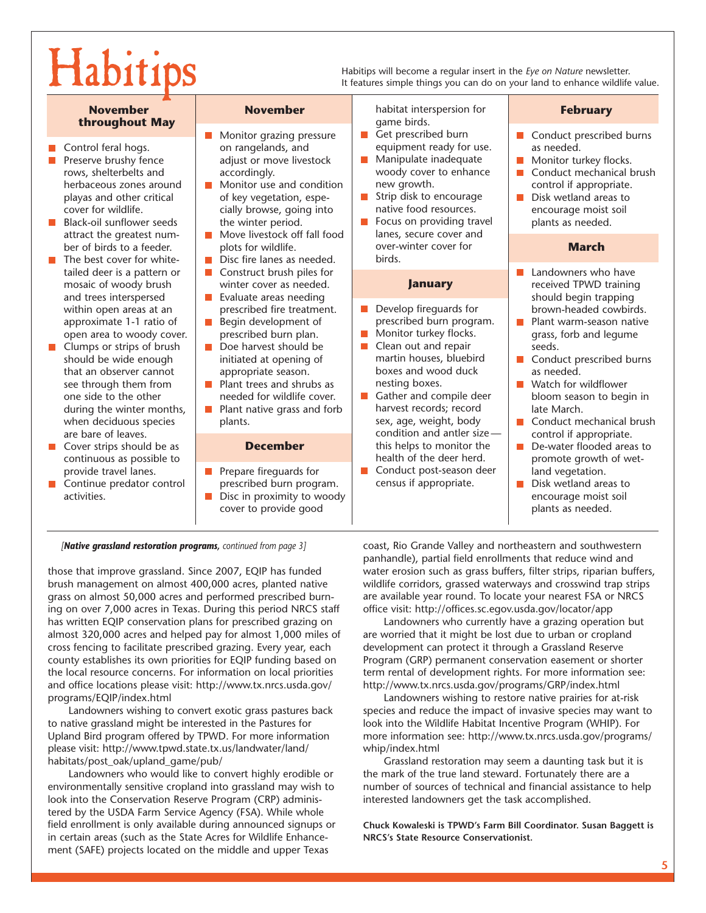# Habitips

Habitips will become a regular insert in the *Eye on Nature* newsletter. It features simple things you can do on your land to enhance wildlife value.

### November throughout May

- Control feral hogs.
- Preserve brushy fence rows, shelterbelts and herbaceous zones around playas and other critical cover for wildlife.
- Black-oil sunflower seeds attract the greatest number of birds to a feeder.
- The best cover for white-tailed deer is a pattern or mosaic of woody brush and trees interspersed within open areas at an approximate 1-1 ratio of open area to woody cover.
- Clumps or strips of brush should be wide enough that an observer cannot see through them from one side to the other during the winter months, when deciduous species are bare of leaves.
- Cover strips should be as continuous as possible to provide travel lanes.
- Continue predator control activities.

### November

- Monitor grazing pressure on rangelands, and adjust or move livestock accordingly.
- Monitor use and condition of key vegetation, especially browse, going into the winter period.
- Move livestock off fall food plots for wildlife.
- Disc fire lanes as needed.
- Construct brush piles for winter cover as needed.
- Evaluate areas needing prescribed fire treatment.
- Begin development of prescribed burn plan.
- Doe harvest should be initiated at opening of appropriate season.
- Plant trees and shrubs as needed for wildlife cover.
- Plant native grass and forb plants.

### December

- Prepare fireguards for prescribed burn program.
- Disc in proximity to woody cover to provide good habitat interspersion for game birds.
- Get prescribed burn equipment ready for use.
- Manipulate inadequate woody cover to enhance new growth.
- Strip disk to encourage native food resources.
- Focus on providing travel lanes, secure cover and over-winter cover for birds.

### January

- Develop fireguards for prescribed burn program.
- Monitor turkey flocks.
- Clean out and repair martin houses, bluebird boxes and wood duck nesting boxes.
- Gather and compile deer harvest records; record sex, age, weight, body condition and antler size—this helps to monitor the health of the deer herd.
- Conduct post-season deer census if appropriate.

### February

- Conduct prescribed burns as needed.
- Monitor turkey flocks.
- Conduct mechanical brush control if appropriate.
- Disk wetland areas to encourage moist soil plants as needed.

### March

- Landowners who have received TPWD training should begin trapping brown-headed cowbirds.
- Plant warm-season native grass, forb and legume seeds.
- Conduct prescribed burns as needed.
- Watch for wildflower bloom season to begin in late March.
- Conduct mechanical brush control if appropriate.
- De-water flooded areas to promote growth of wetland vegetation.
- Disk wetland areas to encourage moist soil plants as needed.

---

*[**Native grassland restoration programs**, continued from page 3]*

those that improve grassland. Since 2007, EQIP has funded brush management on almost 400,000 acres, planted native grass on almost 50,000 acres and performed prescribed burning on over 7,000 acres in Texas. During this period NRCS staff has written EQIP conservation plans for prescribed grazing on almost 320,000 acres and helped pay for almost 1,000 miles of cross fencing to facilitate prescribed grazing. Every year, each county establishes its own priorities for EQIP funding based on the local resource concerns. For information on local priorities and office locations please visit: http://www.tx.nrcs.usda.gov/programs/EQIP/index.html

Landowners wishing to convert exotic grass pastures back to native grassland might be interested in the Pastures for Upland Bird program offered by TPWD. For more information please visit: http://www.tpwd.state.tx.us/landwater/land/habitats/post_oak/upland_game/pub/

Landowners who would like to convert highly erodible or environmentally sensitive cropland into grassland may wish to look into the Conservation Reserve Program (CRP) administered by the USDA Farm Service Agency (FSA). While whole field enrollment is only available during announced signups or in certain areas (such as the State Acres for Wildlife Enhancement (SAFE) projects located on the middle and upper Texas coast, Rio Grande Valley and northeastern and southwestern panhandle), partial field enrollments that reduce wind and water erosion such as grass buffers, filter strips, riparian buffers, wildlife corridors, grassed waterways and crosswind trap strips are available year round. To locate your nearest FSA or NRCS office visit: http://offices.sc.egov.usda.gov/locator/app

Landowners who currently have a grazing operation but are worried that it might be lost due to urban or cropland development can protect it through a Grassland Reserve Program (GRP) permanent conservation easement or shorter term rental of development rights. For more information see: http://www.tx.nrcs.usda.gov/programs/GRP/index.html

Landowners wishing to restore native prairies for at-risk species and reduce the impact of invasive species may want to look into the Wildlife Habitat Incentive Program (WHIP). For more information see: http://www.tx.nrcs.usda.gov/programs/whip/index.html

Grassland restoration may seem a daunting task but it is the mark of the true land steward. Fortunately there are a number of sources of technical and financial assistance to help interested landowners get the task accomplished.

**Chuck Kowaleski is TPWD's Farm Bill Coordinator. Susan Baggett is NRCS's State Resource Conservationist.**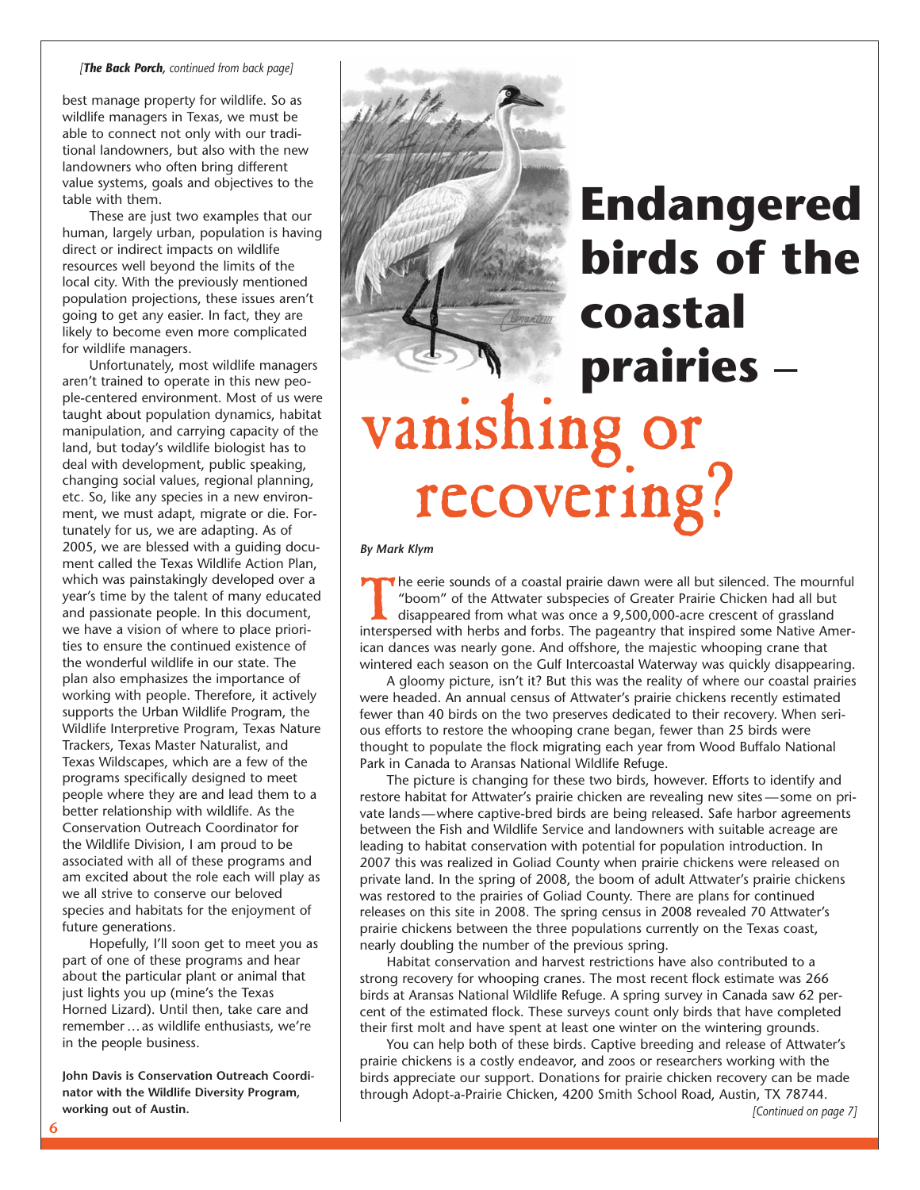*[**The Back Porch**, continued from back page]*

best manage property for wildlife. So as wildlife managers in Texas, we must be able to connect not only with our traditional landowners, but also with the new landowners who often bring different value systems, goals and objectives to the table with them.

These are just two examples that our human, largely urban, population is having direct or indirect impacts on wildlife resources well beyond the limits of the local city. With the previously mentioned population projections, these issues aren't going to get any easier. In fact, they are likely to become even more complicated for wildlife managers.

Unfortunately, most wildlife managers aren't trained to operate in this new people-centered environment. Most of us were taught about population dynamics, habitat manipulation, and carrying capacity of the land, but today's wildlife biologist has to deal with development, public speaking, changing social values, regional planning, etc. So, like any species in a new environment, we must adapt, migrate or die. Fortunately for us, we are adapting. As of 2005, we are blessed with a guiding document called the Texas Wildlife Action Plan, which was painstakingly developed over a year's time by the talent of many educated and passionate people. In this document, we have a vision of where to place priorities to ensure the continued existence of the wonderful wildlife in our state. The plan also emphasizes the importance of working with people. Therefore, it actively supports the Urban Wildlife Program, the Wildlife Interpretive Program, Texas Nature Trackers, Texas Master Naturalist, and Texas Wildscapes, which are a few of the programs specifically designed to meet people where they are and lead them to a better relationship with wildlife. As the Conservation Outreach Coordinator for the Wildlife Division, I am proud to be associated with all of these programs and am excited about the role each will play as we all strive to conserve our beloved species and habitats for the enjoyment of future generations.

Hopefully, I'll soon get to meet you as part of one of these programs and hear about the particular plant or animal that just lights you up (mine's the Texas Horned Lizard). Until then, take care and remember … as wildlife enthusiasts, we're in the people business.

**John Davis is Conservation Outreach Coordinator with the Wildlife Diversity Program, working out of Austin.**

# Endangered birds of the coastal prairies – vanishing or recovering?

***By Mark Klym***

The eerie sounds of a coastal prairie dawn were all but silenced. The mournful "boom" of the Attwater subspecies of Greater Prairie Chicken had all but disappeared from what was once a 9,500,000-acre crescent of grassland interspersed with herbs and forbs. The pageantry that inspired some Native American dances was nearly gone. And offshore, the majestic whooping crane that wintered each season on the Gulf Intercoastal Waterway was quickly disappearing.

A gloomy picture, isn't it? But this was the reality of where our coastal prairies were headed. An annual census of Attwater's prairie chickens recently estimated fewer than 40 birds on the two preserves dedicated to their recovery. When serious efforts to restore the whooping crane began, fewer than 25 birds were thought to populate the flock migrating each year from Wood Buffalo National Park in Canada to Aransas National Wildlife Refuge.

The picture is changing for these two birds, however. Efforts to identify and restore habitat for Attwater's prairie chicken are revealing new sites — some on private lands — where captive-bred birds are being released. Safe harbor agreements between the Fish and Wildlife Service and landowners with suitable acreage are leading to habitat conservation with potential for population introduction. In 2007 this was realized in Goliad County when prairie chickens were released on private land. In the spring of 2008, the boom of adult Attwater's prairie chickens was restored to the prairies of Goliad County. There are plans for continued releases on this site in 2008. The spring census in 2008 revealed 70 Attwater's prairie chickens between the three populations currently on the Texas coast, nearly doubling the number of the previous spring.

Habitat conservation and harvest restrictions have also contributed to a strong recovery for whooping cranes. The most recent flock estimate was 266 birds at Aransas National Wildlife Refuge. A spring survey in Canada saw 62 percent of the estimated flock. These surveys count only birds that have completed their first molt and have spent at least one winter on the wintering grounds.

You can help both of these birds. Captive breeding and release of Attwater's prairie chickens is a costly endeavor, and zoos or researchers working with the birds appreciate our support. Donations for prairie chicken recovery can be made through Adopt-a-Prairie Chicken, 4200 Smith School Road, Austin, TX 78744.

*[Continued on page 7]*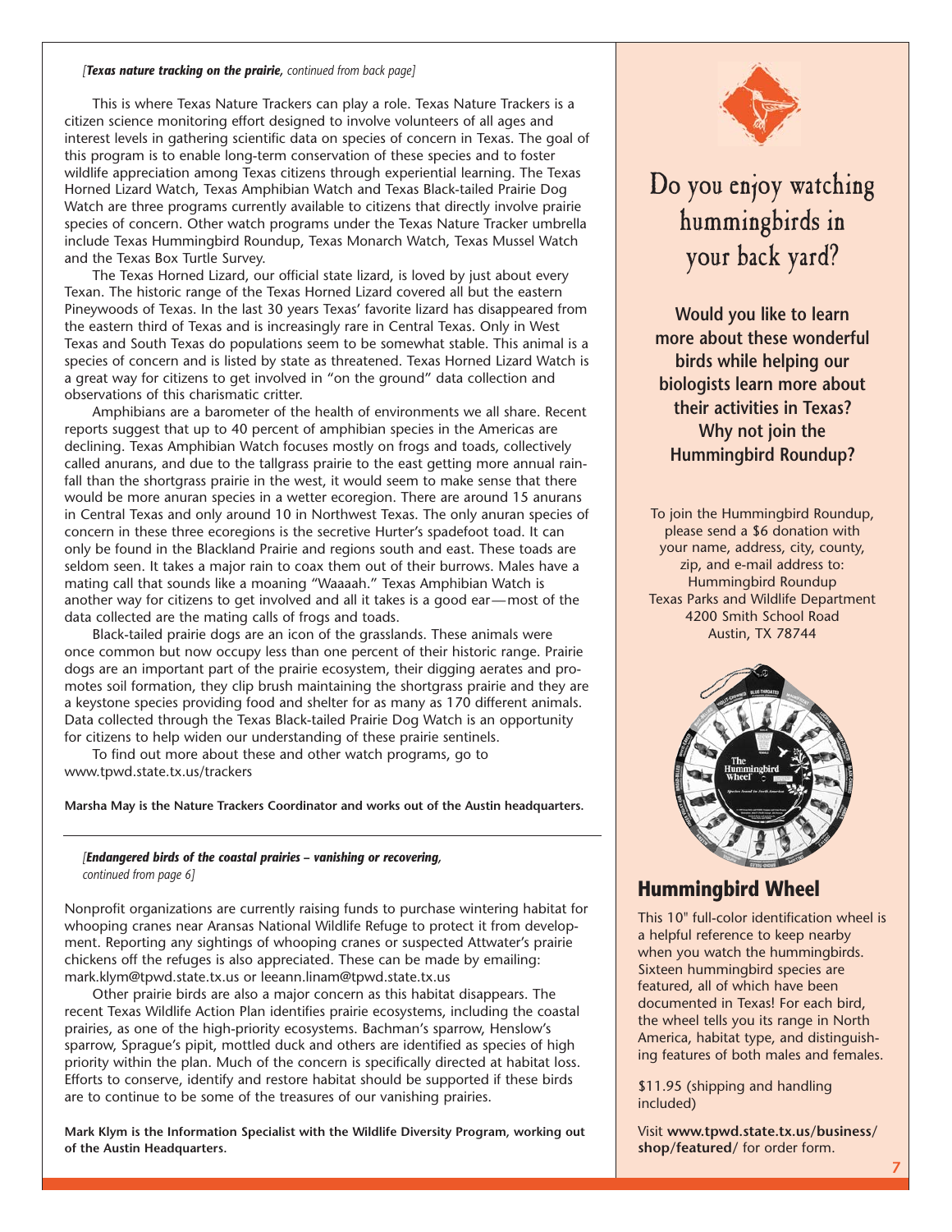*[**Texas nature tracking on the prairie**, continued from back page]*

This is where Texas Nature Trackers can play a role. Texas Nature Trackers is a citizen science monitoring effort designed to involve volunteers of all ages and interest levels in gathering scientific data on species of concern in Texas. The goal of this program is to enable long-term conservation of these species and to foster wildlife appreciation among Texas citizens through experiential learning. The Texas Horned Lizard Watch, Texas Amphibian Watch and Texas Black-tailed Prairie Dog Watch are three programs currently available to citizens that directly involve prairie species of concern. Other watch programs under the Texas Nature Tracker umbrella include Texas Hummingbird Roundup, Texas Monarch Watch, Texas Mussel Watch and the Texas Box Turtle Survey.

The Texas Horned Lizard, our official state lizard, is loved by just about every Texan. The historic range of the Texas Horned Lizard covered all but the eastern Pineywoods of Texas. In the last 30 years Texas' favorite lizard has disappeared from the eastern third of Texas and is increasingly rare in Central Texas. Only in West Texas and South Texas do populations seem to be somewhat stable. This animal is a species of concern and is listed by state as threatened. Texas Horned Lizard Watch is a great way for citizens to get involved in "on the ground" data collection and observations of this charismatic critter.

Amphibians are a barometer of the health of environments we all share. Recent reports suggest that up to 40 percent of amphibian species in the Americas are declining. Texas Amphibian Watch focuses mostly on frogs and toads, collectively called anurans, and due to the tallgrass prairie to the east getting more annual rainfall than the shortgrass prairie in the west, it would seem to make sense that there would be more anuran species in a wetter ecoregion. There are around 15 anurans in Central Texas and only around 10 in Northwest Texas. The only anuran species of concern in these three ecoregions is the secretive Hurter's spadefoot toad. It can only be found in the Blackland Prairie and regions south and east. These toads are seldom seen. It takes a major rain to coax them out of their burrows. Males have a mating call that sounds like a moaning "Waaaah." Texas Amphibian Watch is another way for citizens to get involved and all it takes is a good ear—most of the data collected are the mating calls of frogs and toads.

Black-tailed prairie dogs are an icon of the grasslands. These animals were once common but now occupy less than one percent of their historic range. Prairie dogs are an important part of the prairie ecosystem, their digging aerates and promotes soil formation, they clip brush maintaining the shortgrass prairie and they are a keystone species providing food and shelter for as many as 170 different animals. Data collected through the Texas Black-tailed Prairie Dog Watch is an opportunity for citizens to help widen our understanding of these prairie sentinels.

To find out more about these and other watch programs, go to www.tpwd.state.tx.us/trackers

**Marsha May is the Nature Trackers Coordinator and works out of the Austin headquarters.**

---

*[**Endangered birds of the coastal prairies – vanishing or recovering**, continued from page 6]*

Nonprofit organizations are currently raising funds to purchase wintering habitat for whooping cranes near Aransas National Wildlife Refuge to protect it from development. Reporting any sightings of whooping cranes or suspected Attwater's prairie chickens off the refuges is also appreciated. These can be made by emailing: mark.klym@tpwd.state.tx.us or leeann.linam@tpwd.state.tx.us

Other prairie birds are also a major concern as this habitat disappears. The recent Texas Wildlife Action Plan identifies prairie ecosystems, including the coastal prairies, as one of the high-priority ecosystems. Bachman's sparrow, Henslow's sparrow, Sprague's pipit, mottled duck and others are identified as species of high priority within the plan. Much of the concern is specifically directed at habitat loss. Efforts to conserve, identify and restore habitat should be supported if these birds are to continue to be some of the treasures of our vanishing prairies.

**Mark Klym is the Information Specialist with the Wildlife Diversity Program, working out of the Austin Headquarters.**

---

## Do you enjoy watching hummingbirds in your back yard?

**Would you like to learn more about these wonderful birds while helping our biologists learn more about their activities in Texas? Why not join the Hummingbird Roundup?**

To join the Hummingbird Roundup, please send a $6 donation with your name, address, city, county, zip, and e-mail address to:
Hummingbird Roundup
Texas Parks and Wildlife Department
4200 Smith School Road
Austin, TX 78744

## Hummingbird Wheel

This 10" full-color identification wheel is a helpful reference to keep nearby when you watch the hummingbirds. Sixteen hummingbird species are featured, all of which have been documented in Texas! For each bird, the wheel tells you its range in North America, habitat type, and distinguishing features of both males and females.

$11.95 (shipping and handling included)

Visit **www.tpwd.state.tx.us/business/shop/featured/** for order form.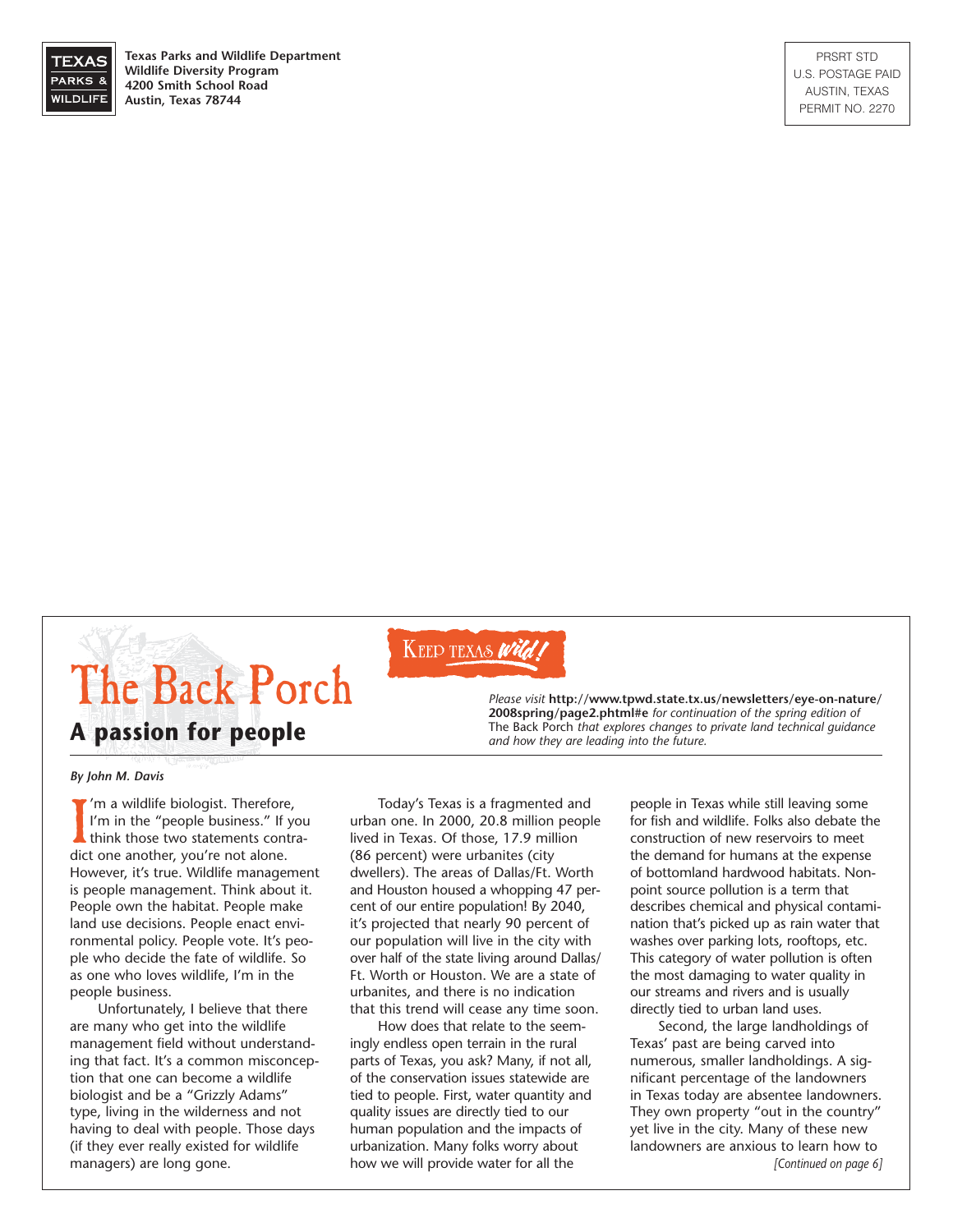**Texas Parks and Wildlife Department**
**Wildlife Diversity Program**
**4200 Smith School Road**
**Austin, Texas 78744**

PRSRT STD
U.S. POSTAGE PAID
AUSTIN, TEXAS
PERMIT NO. 2270

# The Back Porch

## A passion for people

KEEP TEXAS *Wild!*

*Please visit* **http://www.tpwd.state.tx.us/newsletters/eye-on-nature/2008spring/page2.phtml#e** *for continuation of the spring edition of* The Back Porch *that explores changes to private land technical guidance and how they are leading into the future.*

***By John M. Davis***

I'm a wildlife biologist. Therefore, I'm in the "people business." If you think those two statements contradict one another, you're not alone. However, it's true. Wildlife management is people management. Think about it. People own the habitat. People make land use decisions. People enact environmental policy. People vote. It's people who decide the fate of wildlife. So as one who loves wildlife, I'm in the people business.

Unfortunately, I believe that there are many who get into the wildlife management field without understanding that fact. It's a common misconception that one can become a wildlife biologist and be a "Grizzly Adams" type, living in the wilderness and not having to deal with people. Those days (if they ever really existed for wildlife managers) are long gone.

Today's Texas is a fragmented and urban one. In 2000, 20.8 million people lived in Texas. Of those, 17.9 million (86 percent) were urbanites (city dwellers). The areas of Dallas/Ft. Worth and Houston housed a whopping 47 percent of our entire population! By 2040, it's projected that nearly 90 percent of our population will live in the city with over half of the state living around Dallas/Ft. Worth or Houston. We are a state of urbanites, and there is no indication that this trend will cease any time soon.

How does that relate to the seemingly endless open terrain in the rural parts of Texas, you ask? Many, if not all, of the conservation issues statewide are tied to people. First, water quantity and quality issues are directly tied to our human population and the impacts of urbanization. Many folks worry about how we will provide water for all the people in Texas while still leaving some for fish and wildlife. Folks also debate the construction of new reservoirs to meet the demand for humans at the expense of bottomland hardwood habitats. Non-point source pollution is a term that describes chemical and physical contamination that's picked up as rain water that washes over parking lots, rooftops, etc. This category of water pollution is often the most damaging to water quality in our streams and rivers and is usually directly tied to urban land uses.

Second, the large landholdings of Texas' past are being carved into numerous, smaller landholdings. A significant percentage of the landowners in Texas today are absentee landowners. They own property "out in the country" yet live in the city. Many of these new landowners are anxious to learn how to

*[Continued on page 6]*